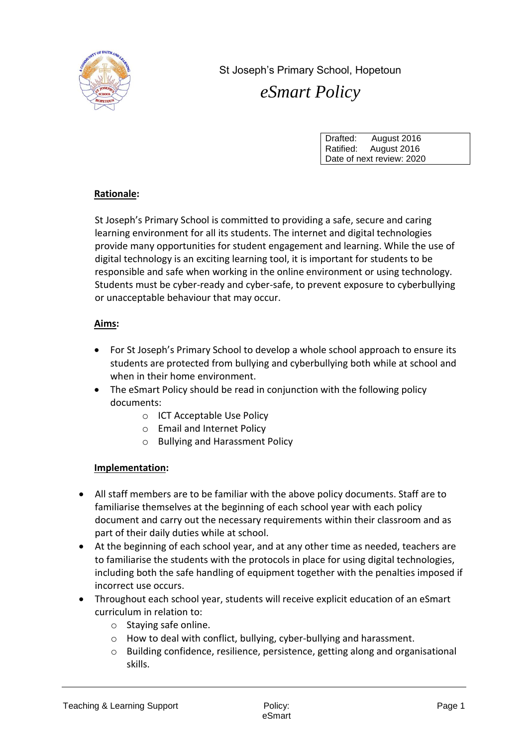St Joseph's Primary School, Hopetoun

# *eSmart Policy*

| Drafted: August 2016 |
| --- |
| Ratified: August 2016 |
| Date of next review: 2020 |

## **Rationale:**

St Joseph's Primary School is committed to providing a safe, secure and caring learning environment for all its students. The internet and digital technologies provide many opportunities for student engagement and learning. While the use of digital technology is an exciting learning tool, it is important for students to be responsible and safe when working in the online environment or using technology. Students must be cyber-ready and cyber-safe, to prevent exposure to cyberbullying or unacceptable behaviour that may occur.

## **Aims:**

- For St Joseph's Primary School to develop a whole school approach to ensure its students are protected from bullying and cyberbullying both while at school and when in their home environment.
- The eSmart Policy should be read in conjunction with the following policy documents:
  - ICT Acceptable Use Policy
  - Email and Internet Policy
  - Bullying and Harassment Policy

## **Implementation:**

- All staff members are to be familiar with the above policy documents. Staff are to familiarise themselves at the beginning of each school year with each policy document and carry out the necessary requirements within their classroom and as part of their daily duties while at school.
- At the beginning of each school year, and at any other time as needed, teachers are to familiarise the students with the protocols in place for using digital technologies, including both the safe handling of equipment together with the penalties imposed if incorrect use occurs.
- Throughout each school year, students will receive explicit education of an eSmart curriculum in relation to:
  - Staying safe online.
  - How to deal with conflict, bullying, cyber-bullying and harassment.
  - Building confidence, resilience, persistence, getting along and organisational skills.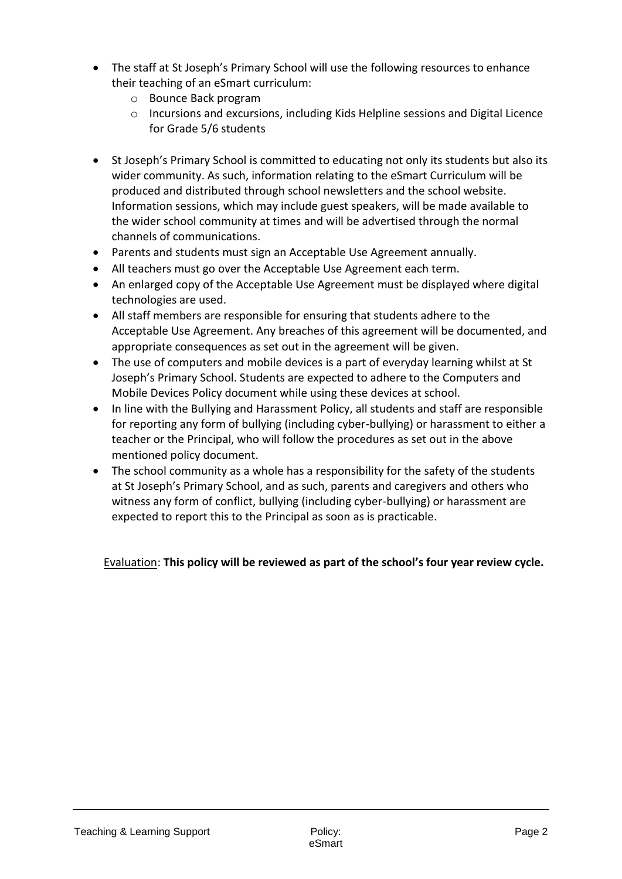- The staff at St Joseph's Primary School will use the following resources to enhance their teaching of an eSmart curriculum:
    - Bounce Back program
    - Incursions and excursions, including Kids Helpline sessions and Digital Licence for Grade 5/6 students

- St Joseph's Primary School is committed to educating not only its students but also its wider community. As such, information relating to the eSmart Curriculum will be produced and distributed through school newsletters and the school website. Information sessions, which may include guest speakers, will be made available to the wider school community at times and will be advertised through the normal channels of communications.
- Parents and students must sign an Acceptable Use Agreement annually.
- All teachers must go over the Acceptable Use Agreement each term.
- An enlarged copy of the Acceptable Use Agreement must be displayed where digital technologies are used.
- All staff members are responsible for ensuring that students adhere to the Acceptable Use Agreement. Any breaches of this agreement will be documented, and appropriate consequences as set out in the agreement will be given.
- The use of computers and mobile devices is a part of everyday learning whilst at St Joseph's Primary School. Students are expected to adhere to the Computers and Mobile Devices Policy document while using these devices at school.
- In line with the Bullying and Harassment Policy, all students and staff are responsible for reporting any form of bullying (including cyber-bullying) or harassment to either a teacher or the Principal, who will follow the procedures as set out in the above mentioned policy document.
- The school community as a whole has a responsibility for the safety of the students at St Joseph's Primary School, and as such, parents and caregivers and others who witness any form of conflict, bullying (including cyber-bullying) or harassment are expected to report this to the Principal as soon as is practicable.

Evaluation: **This policy will be reviewed as part of the school's four year review cycle.**